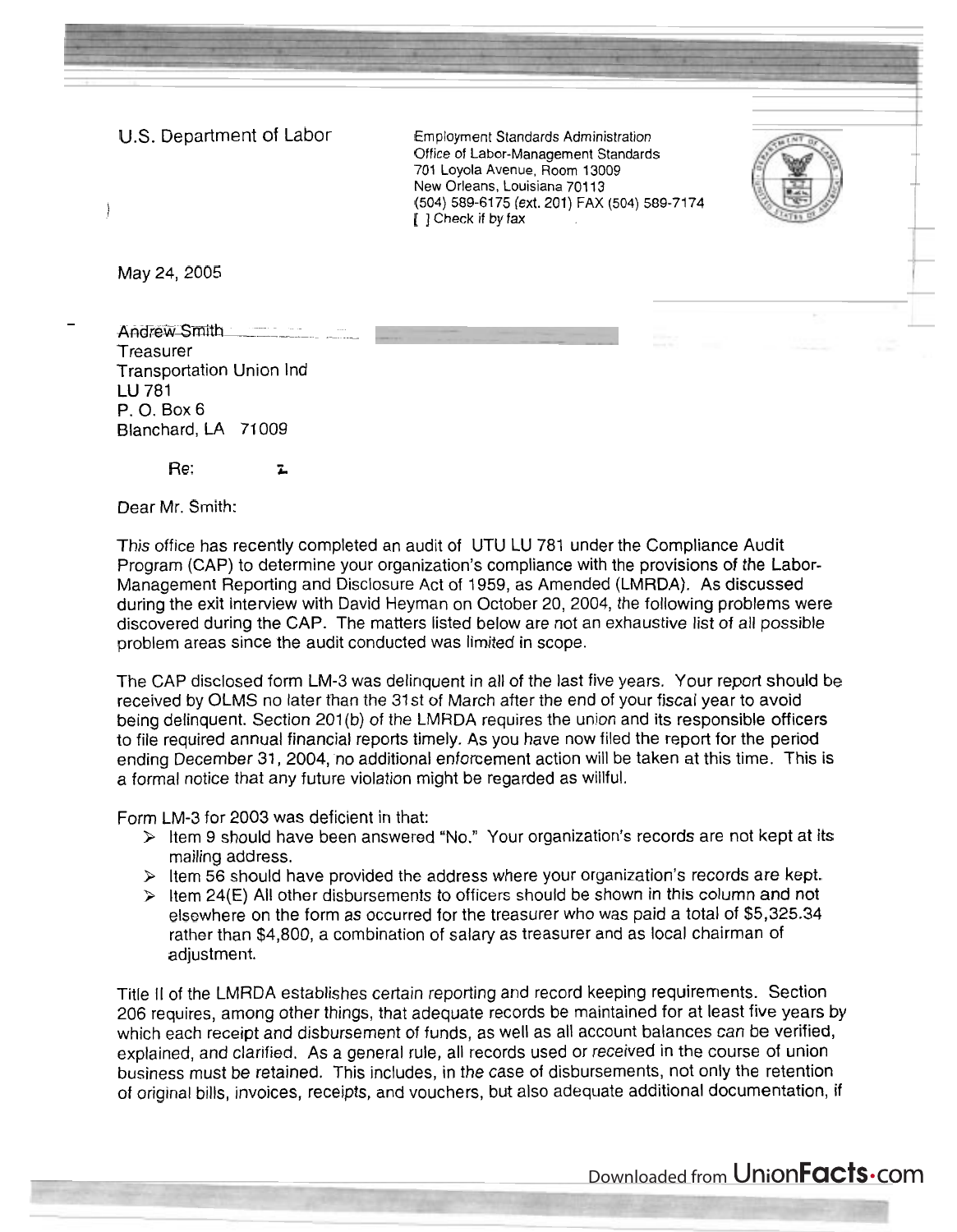U.S. Department of Labor

Employment Standards Administration
Office of Labor-Management Standards
701 Loyola Avenue, Room 13009
New Orleans, Louisiana 70113
(504) 589-6175 (ext. 201) FAX (504) 589-7174
[ ] Check if by fax

May 24, 2005

Andrew Smith
Treasurer
Transportation Union Ind
LU 781
P. O. Box 6
Blanchard, LA 71009

Re: z

Dear Mr. Smith:

This office has recently completed an audit of UTU LU 781 under the Compliance Audit Program (CAP) to determine your organization's compliance with the provisions of the Labor-Management Reporting and Disclosure Act of 1959, as Amended (LMRDA). As discussed during the exit interview with David Heyman on October 20, 2004, the following problems were discovered during the CAP. The matters listed below are not an exhaustive list of all possible problem areas since the audit conducted was limited in scope.

The CAP disclosed form LM-3 was delinquent in all of the last five years. Your report should be received by OLMS no later than the 31st of March after the end of your fiscal year to avoid being delinquent. Section 201(b) of the LMRDA requires the union and its responsible officers to file required annual financial reports timely. As you have now filed the report for the period ending December 31, 2004, no additional enforcement action will be taken at this time. This is a formal notice that any future violation might be regarded as willful.

Form LM-3 for 2003 was deficient in that:

- Item 9 should have been answered "No." Your organization's records are not kept at its mailing address.
- Item 56 should have provided the address where your organization's records are kept.
- Item 24(E) All other disbursements to officers should be shown in this column and not elsewhere on the form as occurred for the treasurer who was paid a total of $5,325.34 rather than $4,800, a combination of salary as treasurer and as local chairman of adjustment.

Title II of the LMRDA establishes certain reporting and record keeping requirements. Section 206 requires, among other things, that adequate records be maintained for at least five years by which each receipt and disbursement of funds, as well as all account balances can be verified, explained, and clarified. As a general rule, all records used or received in the course of union business must be retained. This includes, in the case of disbursements, not only the retention of original bills, invoices, receipts, and vouchers, but also adequate additional documentation, if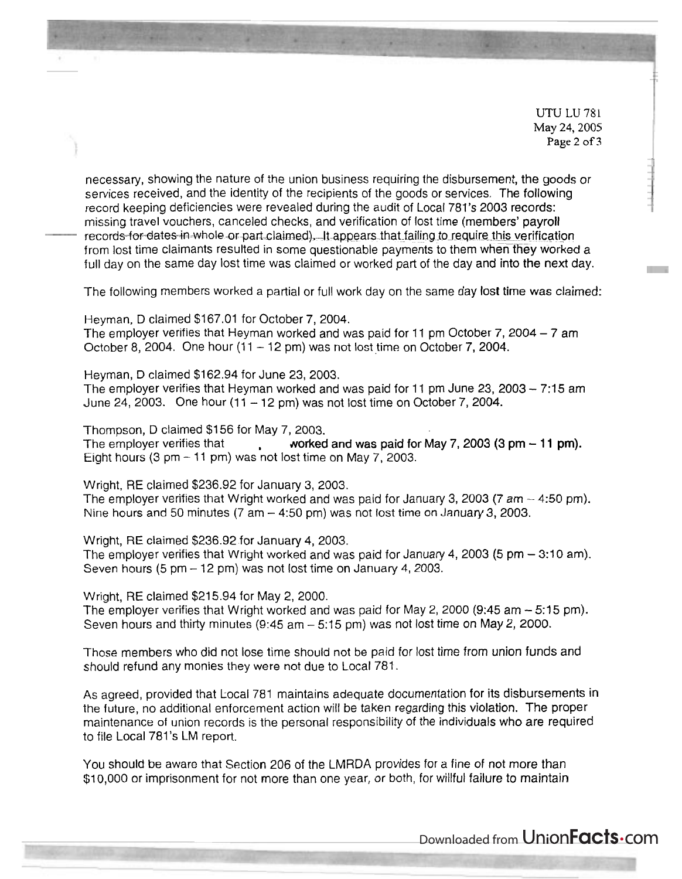necessary, showing the nature of the union business requiring the disbursement, the goods or services received, and the identity of the recipients of the goods or services. The following record keeping deficiencies were revealed during the audit of Local 781's 2003 records: missing travel vouchers, canceled checks, and verification of lost time (members' payroll records for dates in whole or part claimed). It appears that failing to require this verification from lost time claimants resulted in some questionable payments to them when they worked a full day on the same day lost time was claimed or worked part of the day and into the next day.

The following members worked a partial or full work day on the same day lost time was claimed:

Heyman, D claimed $167.01 for October 7, 2004.
The employer verifies that Heyman worked and was paid for 11 pm October 7, 2004 – 7 am October 8, 2004. One hour (11 – 12 pm) was not lost time on October 7, 2004.

Heyman, D claimed $162.94 for June 23, 2003.
The employer verifies that Heyman worked and was paid for 11 pm June 23, 2003 – 7:15 am June 24, 2003. One hour (11 – 12 pm) was not lost time on October 7, 2004.

Thompson, D claimed $156 for May 7, 2003.
The employer verifies that , worked and was paid for May 7, 2003 (3 pm – 11 pm). Eight hours (3 pm – 11 pm) was not lost time on May 7, 2003.

Wright, RE claimed $236.92 for January 3, 2003.
The employer verifies that Wright worked and was paid for January 3, 2003 (7 am – 4:50 pm). Nine hours and 50 minutes (7 am – 4:50 pm) was not lost time on January 3, 2003.

Wright, RE claimed $236.92 for January 4, 2003.
The employer verifies that Wright worked and was paid for January 4, 2003 (5 pm – 3:10 am). Seven hours (5 pm – 12 pm) was not lost time on January 4, 2003.

Wright, RE claimed $215.94 for May 2, 2000.
The employer verifies that Wright worked and was paid for May 2, 2000 (9:45 am – 5:15 pm). Seven hours and thirty minutes (9:45 am – 5:15 pm) was not lost time on May 2, 2000.

Those members who did not lose time should not be paid for lost time from union funds and should refund any monies they were not due to Local 781.

As agreed, provided that Local 781 maintains adequate documentation for its disbursements in the future, no additional enforcement action will be taken regarding this violation. The proper maintenance of union records is the personal responsibility of the individuals who are required to file Local 781's LM report.

You should be aware that Section 206 of the LMRDA provides for a fine of not more than $10,000 or imprisonment for not more than one year, or both, for willful failure to maintain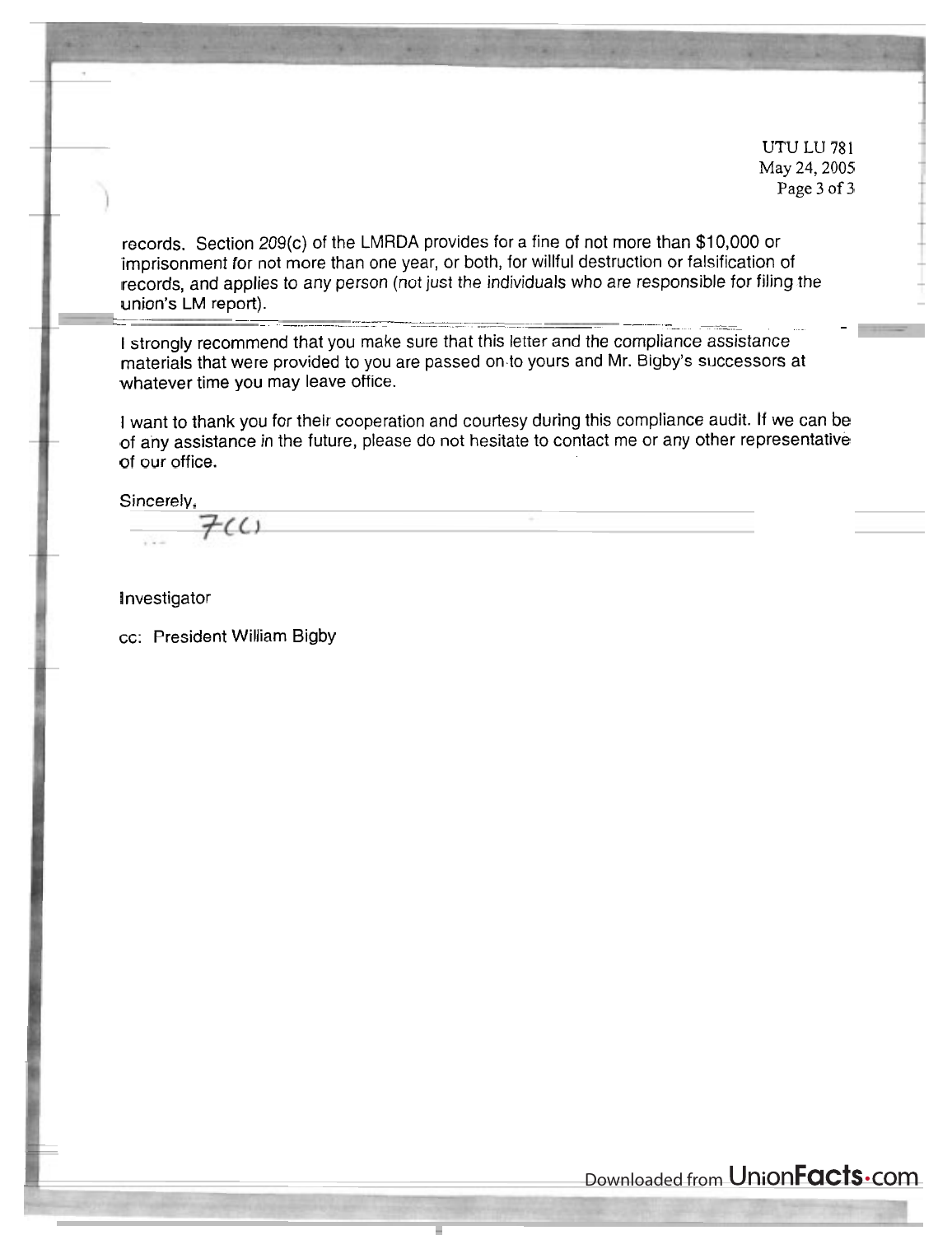records. Section 209(c) of the LMRDA provides for a fine of not more than $10,000 or imprisonment for not more than one year, or both, for willful destruction or falsification of records, and applies to any person (not just the individuals who are responsible for filing the union's LM report).

I strongly recommend that you make sure that this letter and the compliance assistance materials that were provided to you are passed on to yours and Mr. Bigby's successors at whatever time you may leave office.

I want to thank you for their cooperation and courtesy during this compliance audit. If we can be of any assistance in the future, please do not hesitate to contact me or any other representative of our office.

Sincerely,

7(C)

Investigator

cc: President William Bigby